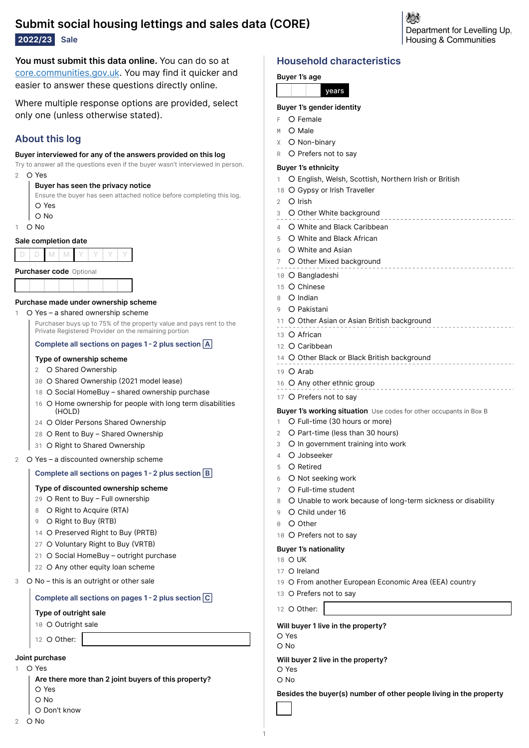# Submit social housing lettings and sales data (CORE)

**2022/23** Sale

Department for Levelling Up, Housing & Communities

**You must submit this data online.** You can do so at core.communities.gov.uk. You may find it quicker and easier to answer these questions directly online.

Where multiple response options are provided, select only one (unless otherwise stated).

## About this log

**Buyer interviewed for any of the answers provided on this log**

Try to answer all the questions even if the buyer wasn't interviewed in person.

- 2 O Yes
  - **Buyer has seen the privacy notice**
    Ensure the buyer has seen attached notice before completing this log.
    - O Yes
    - O No
- 1 O No

**Sale completion date**

D D M M Y Y Y Y

**Purchaser code** Optional

**Purchase made under ownership scheme**

- 1 O Yes – a shared ownership scheme
  Purchaser buys up to 75% of the property value and pays rent to the Private Registered Provider on the remaining portion
  **Complete all sections on pages 1 - 2 plus section A**
  **Type of ownership scheme**
  - 2 O Shared Ownership
  - 30 O Shared Ownership (2021 model lease)
  - 18 O Social HomeBuy – shared ownership purchase
  - 16 O Home ownership for people with long term disabilities (HOLD)
  - 24 O Older Persons Shared Ownership
  - 28 O Rent to Buy – Shared Ownership
  - 31 O Right to Shared Ownership
- 2 O Yes – a discounted ownership scheme
  **Complete all sections on pages 1 - 2 plus section B**
  **Type of discounted ownership scheme**
  - 29 O Rent to Buy – Full ownership
  - 8 O Right to Acquire (RTA)
  - 9 O Right to Buy (RTB)
  - 14 O Preserved Right to Buy (PRTB)
  - 27 O Voluntary Right to Buy (VRTB)
  - 21 O Social HomeBuy – outright purchase
  - 22 O Any other equity loan scheme
- 3 O No – this is an outright or other sale
  **Complete all sections on pages 1 - 2 plus section C**
  **Type of outright sale**
  - 10 O Outright sale
  - 12 O Other: ____________

**Joint purchase**

- 1 O Yes
  - **Are there more than 2 joint buyers of this property?**
    - O Yes
    - O No
    - O Don't know
- 2 O No

## Household characteristics

**Buyer 1's age**

____ years

**Buyer 1's gender identity**

- F O Female
- M O Male
- X O Non-binary
- R O Prefers not to say

**Buyer 1's ethnicity**

- 1 O English, Welsh, Scottish, Northern Irish or British
- 18 O Gypsy or Irish Traveller
- 2 O Irish
- 3 O Other White background
- 4 O White and Black Caribbean
- 5 O White and Black African
- 6 O White and Asian
- 7 O Other Mixed background
- 10 O Bangladeshi
- 15 O Chinese
- 8 O Indian
- 9 O Pakistani
- 11 O Other Asian or Asian British background
- 13 O African
- 12 O Caribbean
- 14 O Other Black or Black British background
- 19 O Arab
- 16 O Any other ethnic group
- 17 O Prefers not to say

**Buyer 1's working situation** Use codes for other occupants in Box B

- 1 O Full-time (30 hours or more)
- 2 O Part-time (less than 30 hours)
- 3 O In government training into work
- 4 O Jobseeker
- 5 O Retired
- 6 O Not seeking work
- 7 O Full-time student
- 8 O Unable to work because of long-term sickness or disability
- 9 O Child under 16
- 0 O Other
- 10 O Prefers not to say

**Buyer 1's nationality**

- 18 O UK
- 17 O Ireland
- 19 O From another European Economic Area (EEA) country
- 13 O Prefers not to say
- 12 O Other: ____________

**Will buyer 1 live in the property?**

- O Yes
- O No

**Will buyer 2 live in the property?**

- O Yes
- O No

**Besides the buyer(s) number of other people living in the property**

____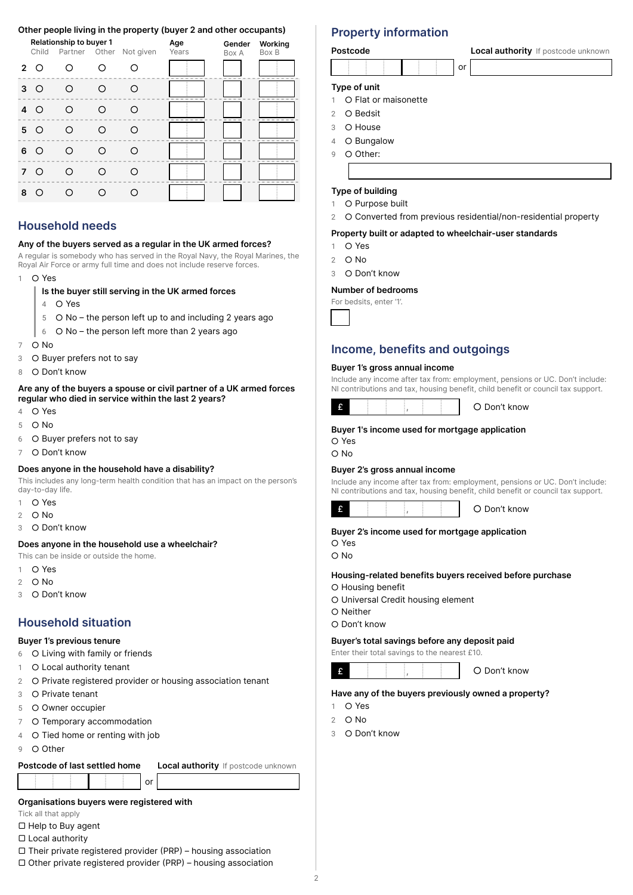### Other people living in the property (buyer 2 and other occupants)

| | Relationship to buyer 1 | | | | Age | Gender | Working |
|---|---|---|---|---|---|---|---|
| | Child | Partner | Other | Not given | Years | Box A | Box B |
| 2 | O | O | O | O | | | |
| 3 | O | O | O | O | | | |
| 4 | O | O | O | O | | | |
| 5 | O | O | O | O | | | |
| 6 | O | O | O | O | | | |
| 7 | O | O | O | O | | | |
| 8 | O | O | O | O | | | |

## Household needs

**Any of the buyers served as a regular in the UK armed forces?**

A regular is somebody who has served in the Royal Navy, the Royal Marines, the Royal Air Force or army full time and does not include reserve forces.

1 O Yes

**Is the buyer still serving in the UK armed forces**

4 O Yes
5 O No – the person left up to and including 2 years ago
6 O No – the person left more than 2 years ago

7 O No
3 O Buyer prefers not to say
8 O Don't know

**Are any of the buyers a spouse or civil partner of a UK armed forces regular who died in service within the last 2 years?**

4 O Yes
5 O No
6 O Buyer prefers not to say
7 O Don't know

**Does anyone in the household have a disability?**

This includes any long-term health condition that has an impact on the person's day-to-day life.

1 O Yes
2 O No
3 O Don't know

**Does anyone in the household use a wheelchair?**

This can be inside or outside the home.

1 O Yes
2 O No
3 O Don't know

## Household situation

**Buyer 1's previous tenure**

6 O Living with family or friends
1 O Local authority tenant
2 O Private registered provider or housing association tenant
3 O Private tenant
5 O Owner occupier
7 O Temporary accommodation
4 O Tied home or renting with job
9 O Other

**Postcode of last settled home** or **Local authority** If postcode unknown

**Organisations buyers were registered with**

Tick all that apply

☐ Help to Buy agent
☐ Local authority
☐ Their private registered provider (PRP) – housing association
☐ Other private registered provider (PRP) – housing association

## Property information

**Postcode** or **Local authority** If postcode unknown

**Type of unit**

1 O Flat or maisonette
2 O Bedsit
3 O House
4 O Bungalow
9 O Other:

**Type of building**

1 O Purpose built
2 O Converted from previous residential/non-residential property

**Property built or adapted to wheelchair-user standards**

1 O Yes
2 O No
3 O Don't know

**Number of bedrooms**

For bedsits, enter '1'.

## Income, benefits and outgoings

**Buyer 1's gross annual income**

Include any income after tax from: employment, pensions or UC. Don't include: NI contributions and tax, housing benefit, child benefit or council tax support.

£ ,    O Don't know

**Buyer 1's income used for mortgage application**

O Yes
O No

**Buyer 2's gross annual income**

Include any income after tax from: employment, pensions or UC. Don't include: NI contributions and tax, housing benefit, child benefit or council tax support.

£ ,    O Don't know

**Buyer 2's income used for mortgage application**

O Yes
O No

**Housing-related benefits buyers received before purchase**

O Housing benefit
O Universal Credit housing element
O Neither
O Don't know

**Buyer's total savings before any deposit paid**

Enter their total savings to the nearest £10.

£ ,    O Don't know

**Have any of the buyers previously owned a property?**

1 O Yes
2 O No
3 O Don't know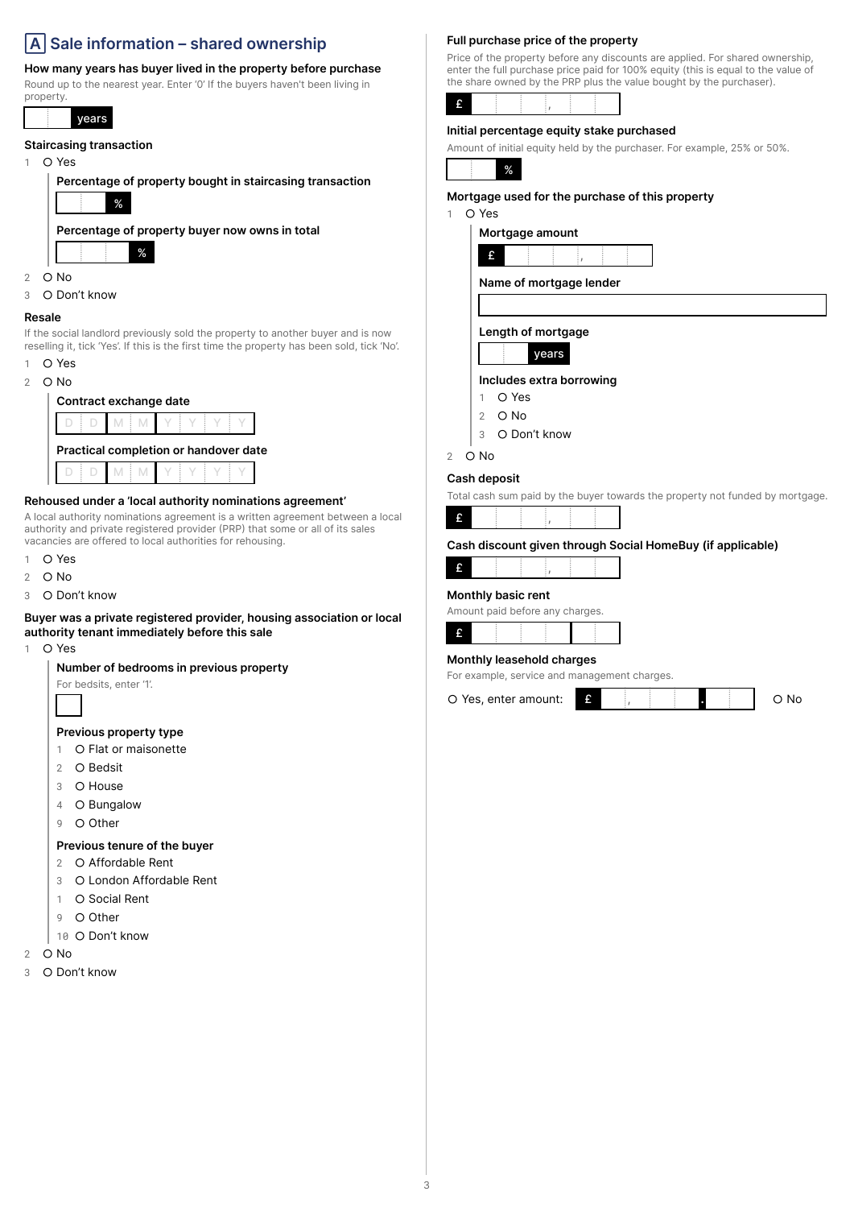## A Sale information – shared ownership

**How many years has buyer lived in the property before purchase**

Round up to the nearest year. Enter '0' If the buyers haven't been living in property.

[ ] years

**Staircasing transaction**

1 O Yes

- **Percentage of property bought in staircasing transaction**

  [ ] %

- **Percentage of property buyer now owns in total**

  [ ] %

2 O No

3 O Don't know

**Resale**

If the social landlord previously sold the property to another buyer and is now reselling it, tick 'Yes'. If this is the first time the property has been sold, tick 'No'.

1 O Yes

2 O No

- **Contract exchange date**

  D D M M Y Y Y Y

- **Practical completion or handover date**

  D D M M Y Y Y Y

**Rehoused under a 'local authority nominations agreement'**

A local authority nominations agreement is a written agreement between a local authority and private registered provider (PRP) that some or all of its sales vacancies are offered to local authorities for rehousing.

1 O Yes

2 O No

3 O Don't know

**Buyer was a private registered provider, housing association or local authority tenant immediately before this sale**

1 O Yes

- **Number of bedrooms in previous property**

  For bedsits, enter '1'.

  [ ]

- **Previous property type**

  1 O Flat or maisonette

  2 O Bedsit

  3 O House

  4 O Bungalow

  9 O Other

- **Previous tenure of the buyer**

  2 O Affordable Rent

  3 O London Affordable Rent

  1 O Social Rent

  9 O Other

  10 O Don't know

2 O No

3 O Don't know

**Full purchase price of the property**

Price of the property before any discounts are applied. For shared ownership, enter the full purchase price paid for 100% equity (this is equal to the value of the share owned by the PRP plus the value bought by the purchaser).

£ [ , ]

**Initial percentage equity stake purchased**

Amount of initial equity held by the purchaser. For example, 25% or 50%.

[ ] %

**Mortgage used for the purchase of this property**

1 O Yes

- **Mortgage amount**

  £ [ , ]

- **Name of mortgage lender**

  [ ]

- **Length of mortgage**

  [ ] years

- **Includes extra borrowing**

  1 O Yes

  2 O No

  3 O Don't know

2 O No

**Cash deposit**

Total cash sum paid by the buyer towards the property not funded by mortgage.

£ [ , ]

**Cash discount given through Social HomeBuy (if applicable)**

£ [ , ]

**Monthly basic rent**

Amount paid before any charges.

£ [ ]

**Monthly leasehold charges**

For example, service and management charges.

O Yes, enter amount: £ [ , . ]  O No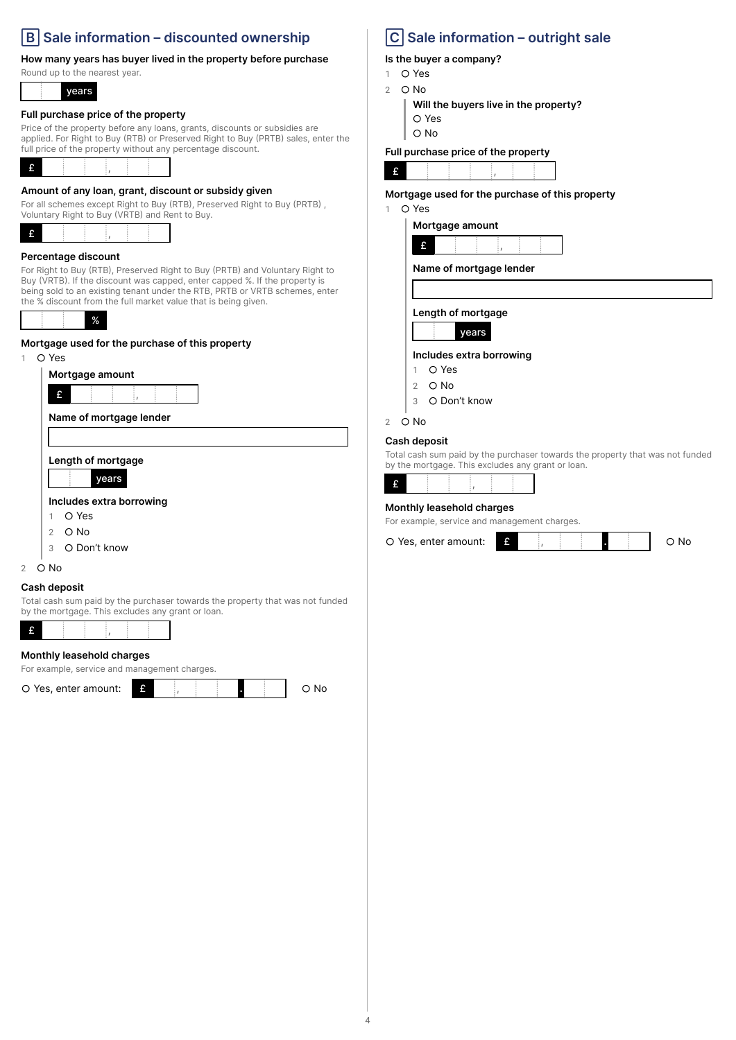## B Sale information – discounted ownership

### How many years has buyer lived in the property before purchase

Round up to the nearest year.

[ ] years

### Full purchase price of the property

Price of the property before any loans, grants, discounts or subsidies are applied. For Right to Buy (RTB) or Preserved Right to Buy (PRTB) sales, enter the full price of the property without any percentage discount.

£ [ ]

### Amount of any loan, grant, discount or subsidy given

For all schemes except Right to Buy (RTB), Preserved Right to Buy (PRTB) , Voluntary Right to Buy (VRTB) and Rent to Buy.

£ [ ]

### Percentage discount

For Right to Buy (RTB), Preserved Right to Buy (PRTB) and Voluntary Right to Buy (VRTB). If the discount was capped, enter capped %. If the property is being sold to an existing tenant under the RTB, PRTB or VRTB schemes, enter the % discount from the full market value that is being given.

[ ] %

### Mortgage used for the purchase of this property

1. O Yes

   **Mortgage amount**

   £ [ ]

   **Name of mortgage lender**

   [ ]

   **Length of mortgage**

   [ ] years

   **Includes extra borrowing**

   1. O Yes
   2. O No
   3. O Don't know

2. O No

### Cash deposit

Total cash sum paid by the purchaser towards the property that was not funded by the mortgage. This excludes any grant or loan.

£ [ ]

### Monthly leasehold charges

For example, service and management charges.

O Yes, enter amount: £ [ ] O No

## C Sale information – outright sale

### Is the buyer a company?

1. O Yes
2. O No

   **Will the buyers live in the property?**

   O Yes
   O No

### Full purchase price of the property

£ [ ]

### Mortgage used for the purchase of this property

1. O Yes

   **Mortgage amount**

   £ [ ]

   **Name of mortgage lender**

   [ ]

   **Length of mortgage**

   [ ] years

   **Includes extra borrowing**

   1. O Yes
   2. O No
   3. O Don't know

2. O No

### Cash deposit

Total cash sum paid by the purchaser towards the property that was not funded by the mortgage. This excludes any grant or loan.

£ [ ]

### Monthly leasehold charges

For example, service and management charges.

O Yes, enter amount: £ [ ] O No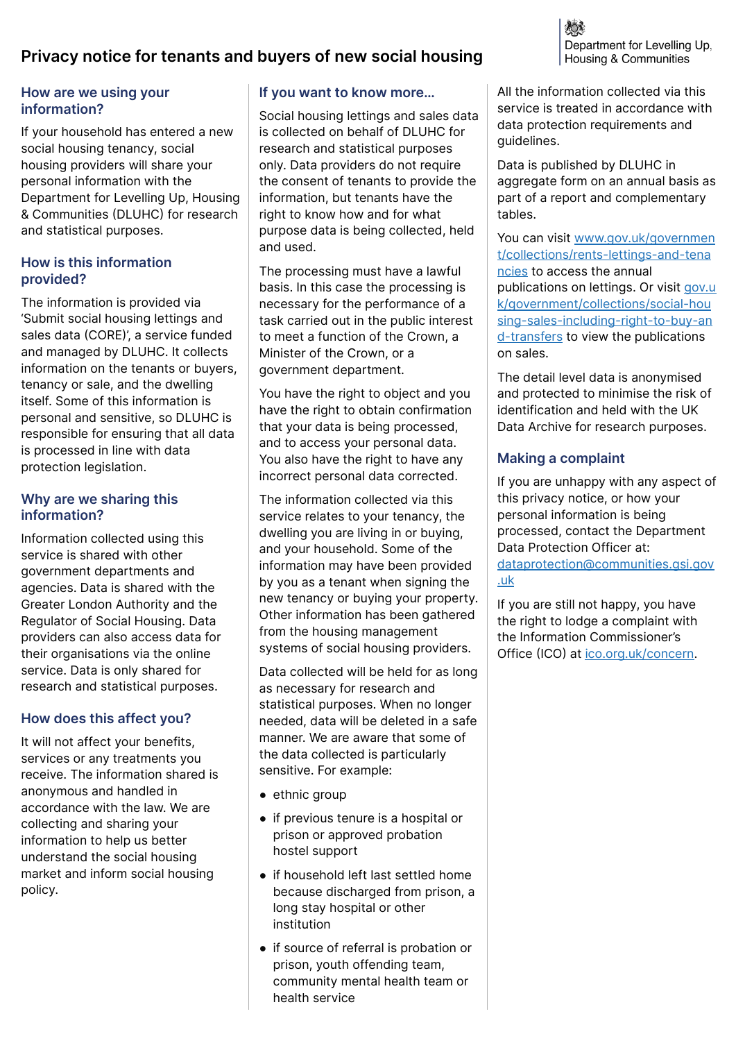# Privacy notice for tenants and buyers of new social housing

Department for Levelling Up, Housing & Communities

## How are we using your information?

If your household has entered a new social housing tenancy, social housing providers will share your personal information with the Department for Levelling Up, Housing & Communities (DLUHC) for research and statistical purposes.

## How is this information provided?

The information is provided via 'Submit social housing lettings and sales data (CORE)', a service funded and managed by DLUHC. It collects information on the tenants or buyers, tenancy or sale, and the dwelling itself. Some of this information is personal and sensitive, so DLUHC is responsible for ensuring that all data is processed in line with data protection legislation.

## Why are we sharing this information?

Information collected using this service is shared with other government departments and agencies. Data is shared with the Greater London Authority and the Regulator of Social Housing. Data providers can also access data for their organisations via the online service. Data is only shared for research and statistical purposes.

## How does this affect you?

It will not affect your benefits, services or any treatments you receive. The information shared is anonymous and handled in accordance with the law. We are collecting and sharing your information to help us better understand the social housing market and inform social housing policy.

## If you want to know more...

Social housing lettings and sales data is collected on behalf of DLUHC for research and statistical purposes only. Data providers do not require the consent of tenants to provide the information, but tenants have the right to know how and for what purpose data is being collected, held and used.

The processing must have a lawful basis. In this case the processing is necessary for the performance of a task carried out in the public interest to meet a function of the Crown, a Minister of the Crown, or a government department.

You have the right to object and you have the right to obtain confirmation that your data is being processed, and to access your personal data. You also have the right to have any incorrect personal data corrected.

The information collected via this service relates to your tenancy, the dwelling you are living in or buying, and your household. Some of the information may have been provided by you as a tenant when signing the new tenancy or buying your property. Other information has been gathered from the housing management systems of social housing providers.

Data collected will be held for as long as necessary for research and statistical purposes. When no longer needed, data will be deleted in a safe manner. We are aware that some of the data collected is particularly sensitive. For example:

- ethnic group
- if previous tenure is a hospital or prison or approved probation hostel support
- if household left last settled home because discharged from prison, a long stay hospital or other institution
- if source of referral is probation or prison, youth offending team, community mental health team or health service

All the information collected via this service is treated in accordance with data protection requirements and guidelines.

Data is published by DLUHC in aggregate form on an annual basis as part of a report and complementary tables.

You can visit [www.gov.uk/government/collections/rents-lettings-and-tenancies](https://www.gov.uk/government/collections/rents-lettings-and-tenancies) to access the annual publications on lettings. Or visit [gov.uk/government/collections/social-housing-sales-including-right-to-buy-and-transfers](https://www.gov.uk/government/collections/social-housing-sales-including-right-to-buy-and-transfers) to view the publications on sales.

The detail level data is anonymised and protected to minimise the risk of identification and held with the UK Data Archive for research purposes.

## Making a complaint

If you are unhappy with any aspect of this privacy notice, or how your personal information is being processed, contact the Department Data Protection Officer at: [dataprotection@communities.gsi.gov.uk](mailto:dataprotection@communities.gsi.gov.uk)

If you are still not happy, you have the right to lodge a complaint with the Information Commissioner's Office (ICO) at [ico.org.uk/concern](https://ico.org.uk/concern).